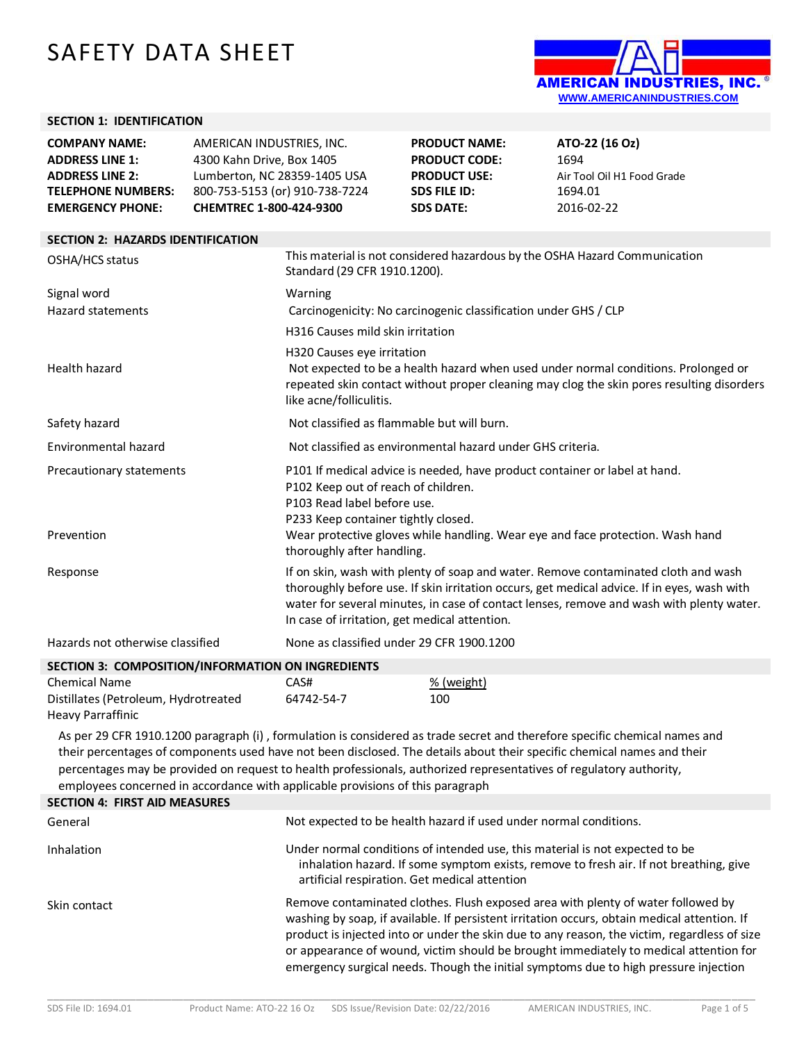# SAFETY DATA SHEET

AMERICAN INDUSTRIES, INC.®
WWW.AMERICANINDUSTRIES.COM

## SECTION 1: IDENTIFICATION

| | | | |
|---|---|---|---|
| **COMPANY NAME:** | AMERICAN INDUSTRIES, INC. | **PRODUCT NAME:** | **ATO-22 (16 Oz)** |
| **ADDRESS LINE 1:** | 4300 Kahn Drive, Box 1405 | **PRODUCT CODE:** | 1694 |
| **ADDRESS LINE 2:** | Lumberton, NC 28359-1405 USA | **PRODUCT USE:** | Air Tool Oil H1 Food Grade |
| **TELEPHONE NUMBERS:** | 800-753-5153 (or) 910-738-7224 | **SDS FILE ID:** | 1694.01 |
| **EMERGENCY PHONE:** | **CHEMTREC 1-800-424-9300** | **SDS DATE:** | 2016-02-22 |

## SECTION 2: HAZARDS IDENTIFICATION

| | |
|---|---|
| OSHA/HCS status | This material is not considered hazardous by the OSHA Hazard Communication Standard (29 CFR 1910.1200). |
| Signal word | Warning |
| Hazard statements | Carcinogenicity: No carcinogenic classification under GHS / CLP<br>H316 Causes mild skin irritation<br>H320 Causes eye irritation |
| Health hazard | Not expected to be a health hazard when used under normal conditions. Prolonged or repeated skin contact without proper cleaning may clog the skin pores resulting disorders like acne/folliculitis. |
| Safety hazard | Not classified as flammable but will burn. |
| Environmental hazard | Not classified as environmental hazard under GHS criteria. |
| Precautionary statements | P101 If medical advice is needed, have product container or label at hand.<br>P102 Keep out of reach of children.<br>P103 Read label before use.<br>P233 Keep container tightly closed. |
| Prevention | Wear protective gloves while handling. Wear eye and face protection. Wash hand thoroughly after handling. |
| Response | If on skin, wash with plenty of soap and water. Remove contaminated cloth and wash thoroughly before use. If skin irritation occurs, get medical advice. If in eyes, wash with water for several minutes, in case of contact lenses, remove and wash with plenty water. In case of irritation, get medical attention. |
| Hazards not otherwise classified | None as classified under 29 CFR 1900.1200 |

## SECTION 3: COMPOSITION/INFORMATION ON INGREDIENTS

| Chemical Name | CAS# | % (weight) |
|---|---|---|
| Distillates (Petroleum, Hydrotreated Heavy Parraffinic | 64742-54-7 | 100 |

As per 29 CFR 1910.1200 paragraph (i) , formulation is considered as trade secret and therefore specific chemical names and their percentages of components used have not been disclosed. The details about their specific chemical names and their percentages may be provided on request to health professionals, authorized representatives of regulatory authority, employees concerned in accordance with applicable provisions of this paragraph

## SECTION 4: FIRST AID MEASURES

| | |
|---|---|
| General | Not expected to be health hazard if used under normal conditions. |
| Inhalation | Under normal conditions of intended use, this material is not expected to be inhalation hazard. If some symptom exists, remove to fresh air. If not breathing, give artificial respiration. Get medical attention |
| Skin contact | Remove contaminated clothes. Flush exposed area with plenty of water followed by washing by soap, if available. If persistent irritation occurs, obtain medical attention. If product is injected into or under the skin due to any reason, the victim, regardless of size or appearance of wound, victim should be brought immediately to medical attention for emergency surgical needs. Though the initial symptoms due to high pressure injection |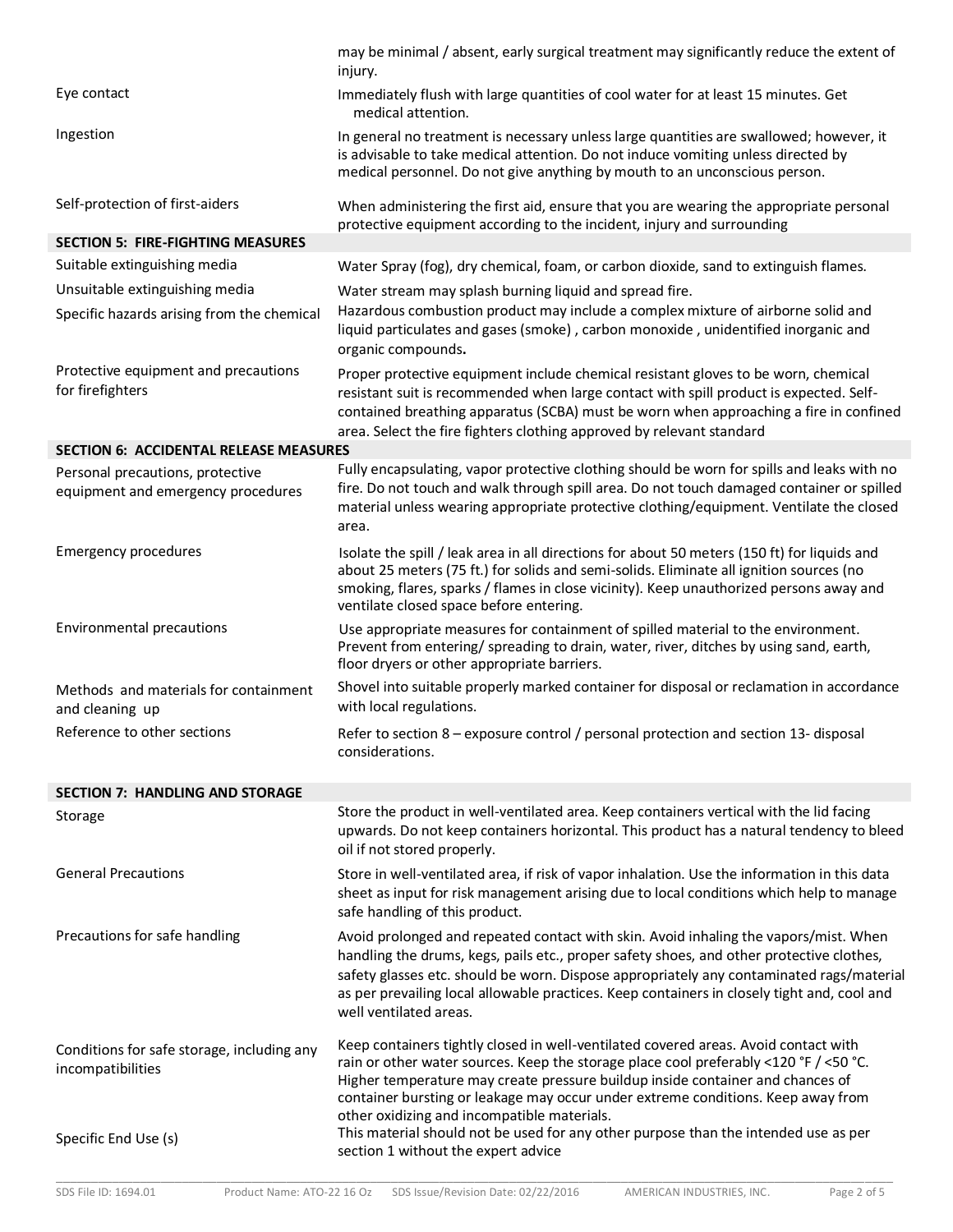| | |
|---|---|
| | may be minimal / absent, early surgical treatment may significantly reduce the extent of injury. |
| Eye contact | Immediately flush with large quantities of cool water for at least 15 minutes. Get medical attention. |
| Ingestion | In general no treatment is necessary unless large quantities are swallowed; however, it is advisable to take medical attention. Do not induce vomiting unless directed by medical personnel. Do not give anything by mouth to an unconscious person. |
| Self-protection of first-aiders | When administering the first aid, ensure that you are wearing the appropriate personal protective equipment according to the incident, injury and surrounding |

## SECTION 5: FIRE-FIGHTING MEASURES

| | |
|---|---|
| Suitable extinguishing media | Water Spray (fog), dry chemical, foam, or carbon dioxide, sand to extinguish flames. |
| Unsuitable extinguishing media | Water stream may splash burning liquid and spread fire. |
| Specific hazards arising from the chemical | Hazardous combustion product may include a complex mixture of airborne solid and liquid particulates and gases (smoke) , carbon monoxide , unidentified inorganic and organic compounds**.** |
| Protective equipment and precautions for firefighters | Proper protective equipment include chemical resistant gloves to be worn, chemical resistant suit is recommended when large contact with spill product is expected. Self-contained breathing apparatus (SCBA) must be worn when approaching a fire in confined area. Select the fire fighters clothing approved by relevant standard |

## SECTION 6: ACCIDENTAL RELEASE MEASURES

| | |
|---|---|
| Personal precautions, protective equipment and emergency procedures | Fully encapsulating, vapor protective clothing should be worn for spills and leaks with no fire. Do not touch and walk through spill area. Do not touch damaged container or spilled material unless wearing appropriate protective clothing/equipment. Ventilate the closed area. |
| Emergency procedures | Isolate the spill / leak area in all directions for about 50 meters (150 ft) for liquids and about 25 meters (75 ft.) for solids and semi-solids. Eliminate all ignition sources (no smoking, flares, sparks / flames in close vicinity). Keep unauthorized persons away and ventilate closed space before entering. |
| Environmental precautions | Use appropriate measures for containment of spilled material to the environment. Prevent from entering/ spreading to drain, water, river, ditches by using sand, earth, floor dryers or other appropriate barriers. |
| Methods and materials for containment and cleaning up | Shovel into suitable properly marked container for disposal or reclamation in accordance with local regulations. |
| Reference to other sections | Refer to section 8 – exposure control / personal protection and section 13- disposal considerations. |

## SECTION 7: HANDLING AND STORAGE

| | |
|---|---|
| Storage | Store the product in well-ventilated area. Keep containers vertical with the lid facing upwards. Do not keep containers horizontal. This product has a natural tendency to bleed oil if not stored properly. |
| General Precautions | Store in well-ventilated area, if risk of vapor inhalation. Use the information in this data sheet as input for risk management arising due to local conditions which help to manage safe handling of this product. |
| Precautions for safe handling | Avoid prolonged and repeated contact with skin. Avoid inhaling the vapors/mist. When handling the drums, kegs, pails etc., proper safety shoes, and other protective clothes, safety glasses etc. should be worn. Dispose appropriately any contaminated rags/material as per prevailing local allowable practices. Keep containers in closely tight and, cool and well ventilated areas. |
| Conditions for safe storage, including any incompatibilities | Keep containers tightly closed in well-ventilated covered areas. Avoid contact with rain or other water sources. Keep the storage place cool preferably <120 °F / <50 °C. Higher temperature may create pressure buildup inside container and chances of container bursting or leakage may occur under extreme conditions. Keep away from other oxidizing and incompatible materials. |
| Specific End Use (s) | This material should not be used for any other purpose than the intended use as per section 1 without the expert advice |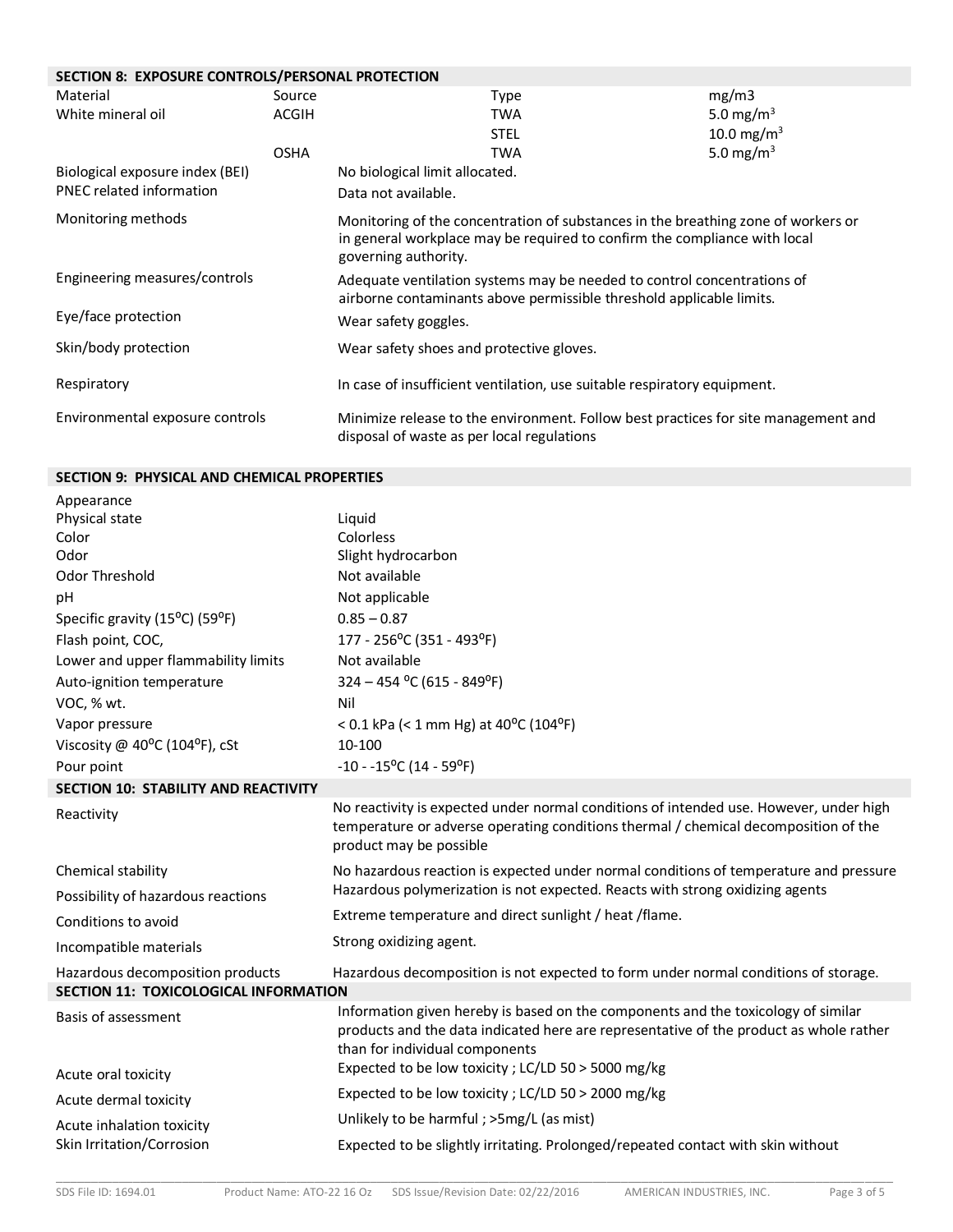## SECTION 8: EXPOSURE CONTROLS/PERSONAL PROTECTION

| Material | Source | Type | mg/m3 |
|---|---|---|---|
| White mineral oil | ACGIH | TWA | 5.0 $mg/m^3$ |
| | | STEL | 10.0 $mg/m^3$ |
| | OSHA | TWA | 5.0 $mg/m^3$ |

| | |
|---|---|
| Biological exposure index (BEI) | No biological limit allocated. |
| PNEC related information | Data not available. |
| Monitoring methods | Monitoring of the concentration of substances in the breathing zone of workers or in general workplace may be required to confirm the compliance with local governing authority. |
| Engineering measures/controls | Adequate ventilation systems may be needed to control concentrations of airborne contaminants above permissible threshold applicable limits. |
| Eye/face protection | Wear safety goggles. |
| Skin/body protection | Wear safety shoes and protective gloves. |
| Respiratory | In case of insufficient ventilation, use suitable respiratory equipment. |
| Environmental exposure controls | Minimize release to the environment. Follow best practices for site management and disposal of waste as per local regulations |

## SECTION 9: PHYSICAL AND CHEMICAL PROPERTIES

| | |
|---|---|
| Appearance | |
| Physical state | Liquid |
| Color | Colorless |
| Odor | Slight hydrocarbon |
| Odor Threshold | Not available |
| pH | Not applicable |
| Specific gravity (15°C) (59°F) | 0.85 – 0.87 |
| Flash point, COC, | 177 - 256°C (351 - 493°F) |
| Lower and upper flammability limits | Not available |
| Auto-ignition temperature | 324 – 454 °C (615 - 849°F) |
| VOC, % wt. | Nil |
| Vapor pressure | < 0.1 kPa (< 1 mm Hg) at 40°C (104°F) |
| Viscosity @ 40°C (104°F), cSt | 10-100 |
| Pour point | -10 - -15°C (14 - 59°F) |

## SECTION 10: STABILITY AND REACTIVITY

| | |
|---|---|
| Reactivity | No reactivity is expected under normal conditions of intended use. However, under high temperature or adverse operating conditions thermal / chemical decomposition of the product may be possible |
| Chemical stability | No hazardous reaction is expected under normal conditions of temperature and pressure |
| Possibility of hazardous reactions | Hazardous polymerization is not expected. Reacts with strong oxidizing agents |
| Conditions to avoid | Extreme temperature and direct sunlight / heat /flame. |
| Incompatible materials | Strong oxidizing agent. |
| Hazardous decomposition products | Hazardous decomposition is not expected to form under normal conditions of storage. |

## SECTION 11: TOXICOLOGICAL INFORMATION

| | |
|---|---|
| Basis of assessment | Information given hereby is based on the components and the toxicology of similar products and the data indicated here are representative of the product as whole rather than for individual components |
| Acute oral toxicity | Expected to be low toxicity ; LC/LD 50 > 5000 mg/kg |
| Acute dermal toxicity | Expected to be low toxicity ; LC/LD 50 > 2000 mg/kg |
| Acute inhalation toxicity | Unlikely to be harmful ; >5mg/L (as mist) |
| Skin Irritation/Corrosion | Expected to be slightly irritating. Prolonged/repeated contact with skin without |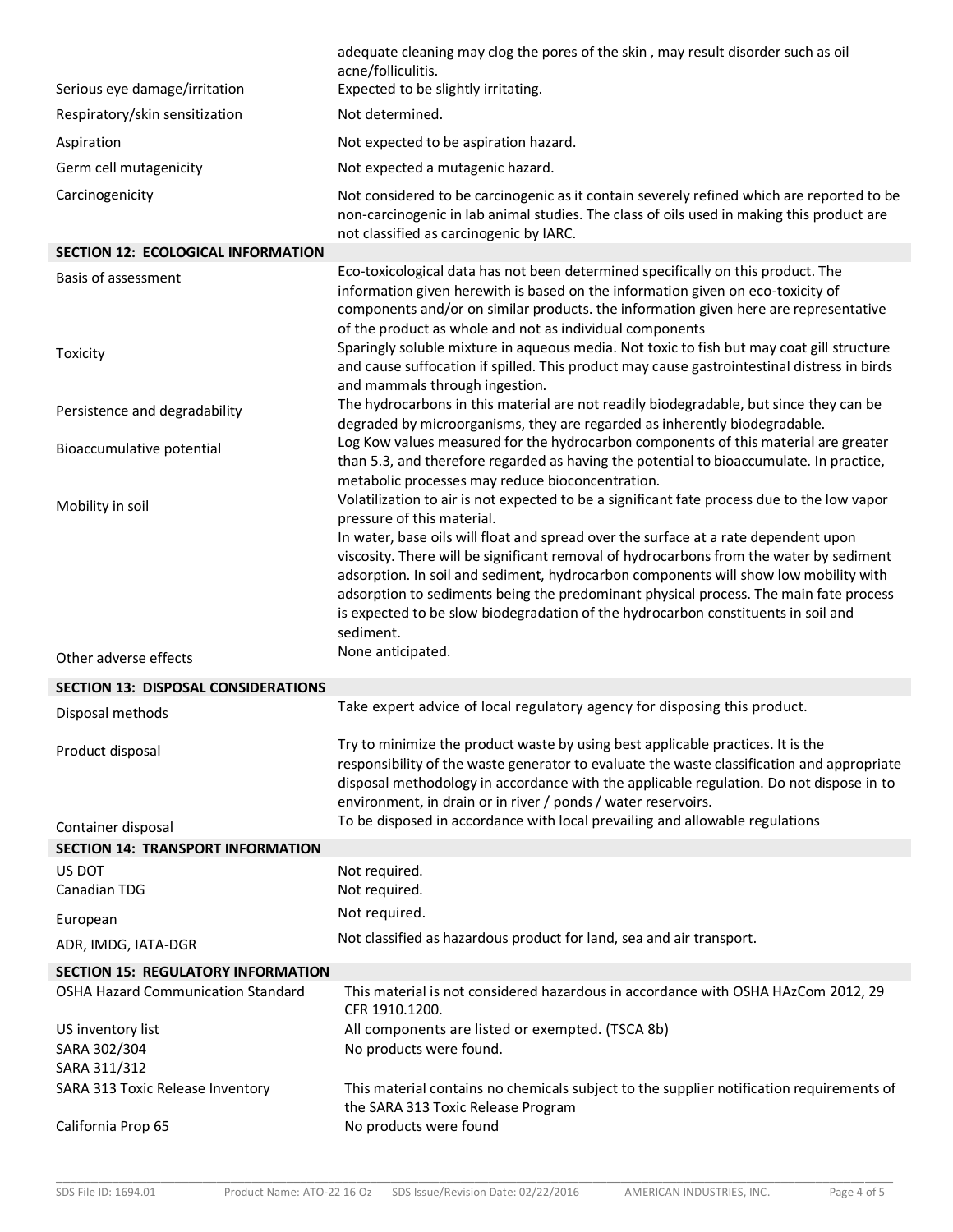| | |
|---|---|
| | adequate cleaning may clog the pores of the skin , may result disorder such as oil acne/folliculitis. |
| Serious eye damage/irritation | Expected to be slightly irritating. |
| Respiratory/skin sensitization | Not determined. |
| Aspiration | Not expected to be aspiration hazard. |
| Germ cell mutagenicity | Not expected a mutagenic hazard. |
| Carcinogenicity | Not considered to be carcinogenic as it contain severely refined which are reported to be non-carcinogenic in lab animal studies. The class of oils used in making this product are not classified as carcinogenic by IARC. |

## SECTION 12: ECOLOGICAL INFORMATION

| | |
|---|---|
| Basis of assessment | Eco-toxicological data has not been determined specifically on this product. The information given herewith is based on the information given on eco-toxicity of components and/or on similar products. the information given here are representative of the product as whole and not as individual components |
| Toxicity | Sparingly soluble mixture in aqueous media. Not toxic to fish but may coat gill structure and cause suffocation if spilled. This product may cause gastrointestinal distress in birds and mammals through ingestion. |
| Persistence and degradability | The hydrocarbons in this material are not readily biodegradable, but since they can be degraded by microorganisms, they are regarded as inherently biodegradable. |
| Bioaccumulative potential | Log Kow values measured for the hydrocarbon components of this material are greater than 5.3, and therefore regarded as having the potential to bioaccumulate. In practice, metabolic processes may reduce bioconcentration. |
| Mobility in soil | Volatilization to air is not expected to be a significant fate process due to the low vapor pressure of this material.<br>In water, base oils will float and spread over the surface at a rate dependent upon viscosity. There will be significant removal of hydrocarbons from the water by sediment adsorption. In soil and sediment, hydrocarbon components will show low mobility with adsorption to sediments being the predominant physical process. The main fate process is expected to be slow biodegradation of the hydrocarbon constituents in soil and sediment. |
| Other adverse effects | None anticipated. |

## SECTION 13: DISPOSAL CONSIDERATIONS

| | |
|---|---|
| Disposal methods | Take expert advice of local regulatory agency for disposing this product. |
| Product disposal | Try to minimize the product waste by using best applicable practices. It is the responsibility of the waste generator to evaluate the waste classification and appropriate disposal methodology in accordance with the applicable regulation. Do not dispose in to environment, in drain or in river / ponds / water reservoirs. |
| Container disposal | To be disposed in accordance with local prevailing and allowable regulations |

## SECTION 14: TRANSPORT INFORMATION

| | |
|---|---|
| US DOT | Not required. |
| Canadian TDG | Not required. |
| European | Not required. |
| ADR, IMDG, IATA-DGR | Not classified as hazardous product for land, sea and air transport. |

## SECTION 15: REGULATORY INFORMATION

| | |
|---|---|
| OSHA Hazard Communication Standard | This material is not considered hazardous in accordance with OSHA HAzCom 2012, 29 CFR 1910.1200. |
| US inventory list | All components are listed or exempted. (TSCA 8b) |
| SARA 302/304<br>SARA 311/312 | No products were found. |
| SARA 313 Toxic Release Inventory | This material contains no chemicals subject to the supplier notification requirements of the SARA 313 Toxic Release Program |
| California Prop 65 | No products were found |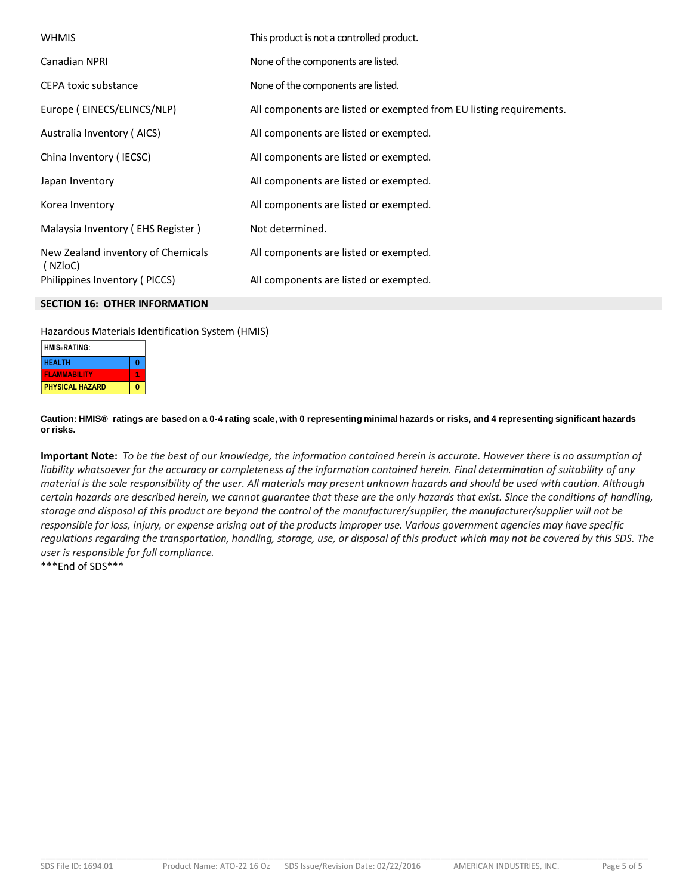| | |
|---|---|
| WHMIS | This product is not a controlled product. |
| Canadian NPRI | None of the components are listed. |
| CEPA toxic substance | None of the components are listed. |
| Europe ( EINECS/ELINCS/NLP) | All components are listed or exempted from EU listing requirements. |
| Australia Inventory ( AICS) | All components are listed or exempted. |
| China Inventory ( IECSC) | All components are listed or exempted. |
| Japan Inventory | All components are listed or exempted. |
| Korea Inventory | All components are listed or exempted. |
| Malaysia Inventory ( EHS Register ) | Not determined. |
| New Zealand inventory of Chemicals ( NZloC) | All components are listed or exempted. |
| Philippines Inventory ( PICCS) | All components are listed or exempted. |

## SECTION 16: OTHER INFORMATION

Hazardous Materials Identification System (HMIS)

| HMIS® RATING: | |
|---|---|
| HEALTH | 0 |
| FLAMMABILITY | 1 |
| PHYSICAL HAZARD | 0 |

**Caution: HMIS® ratings are based on a 0-4 rating scale, with 0 representing minimal hazards or risks, and 4 representing significant hazards or risks.**

**Important Note:** *To be the best of our knowledge, the information contained herein is accurate. However there is no assumption of liability whatsoever for the accuracy or completeness of the information contained herein. Final determination of suitability of any material is the sole responsibility of the user. All materials may present unknown hazards and should be used with caution. Although certain hazards are described herein, we cannot guarantee that these are the only hazards that exist. Since the conditions of handling, storage and disposal of this product are beyond the control of the manufacturer/supplier, the manufacturer/supplier will not be responsible for loss, injury, or expense arising out of the products improper use. Various government agencies may have specific regulations regarding the transportation, handling, storage, use, or disposal of this product which may not be covered by this SDS. The user is responsible for full compliance.*

***End of SDS***